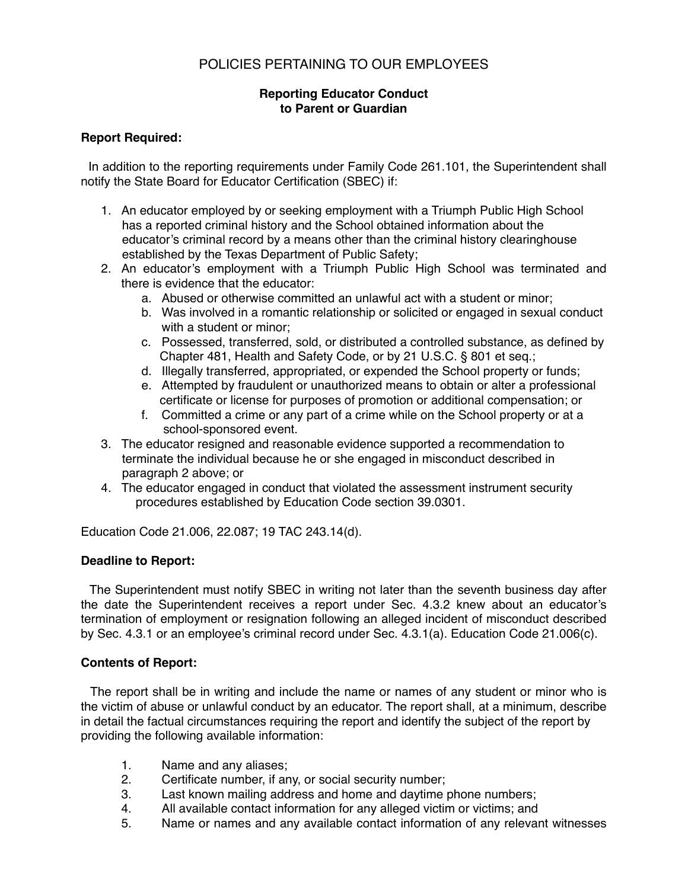# POLICIES PERTAINING TO OUR EMPLOYEES

## Reporting Educator Conduct to Parent or Guardian

**Report Required:**

In addition to the reporting requirements under Family Code 261.101, the Superintendent shall notify the State Board for Educator Certification (SBEC) if:

1. An educator employed by or seeking employment with a Triumph Public High School has a reported criminal history and the School obtained information about the educator's criminal record by a means other than the criminal history clearinghouse established by the Texas Department of Public Safety;
2. An educator's employment with a Triumph Public High School was terminated and there is evidence that the educator:
   a. Abused or otherwise committed an unlawful act with a student or minor;
   b. Was involved in a romantic relationship or solicited or engaged in sexual conduct with a student or minor;
   c. Possessed, transferred, sold, or distributed a controlled substance, as defined by Chapter 481, Health and Safety Code, or by 21 U.S.C. § 801 et seq.;
   d. Illegally transferred, appropriated, or expended the School property or funds;
   e. Attempted by fraudulent or unauthorized means to obtain or alter a professional certificate or license for purposes of promotion or additional compensation; or
   f. Committed a crime or any part of a crime while on the School property or at a school-sponsored event.
3. The educator resigned and reasonable evidence supported a recommendation to terminate the individual because he or she engaged in misconduct described in paragraph 2 above; or
4. The educator engaged in conduct that violated the assessment instrument security procedures established by Education Code section 39.0301.

Education Code 21.006, 22.087; 19 TAC 243.14(d).

**Deadline to Report:**

The Superintendent must notify SBEC in writing not later than the seventh business day after the date the Superintendent receives a report under Sec. 4.3.2 knew about an educator's termination of employment or resignation following an alleged incident of misconduct described by Sec. 4.3.1 or an employee's criminal record under Sec. 4.3.1(a). Education Code 21.006(c).

**Contents of Report:**

The report shall be in writing and include the name or names of any student or minor who is the victim of abuse or unlawful conduct by an educator. The report shall, at a minimum, describe in detail the factual circumstances requiring the report and identify the subject of the report by providing the following available information:

1. Name and any aliases;
2. Certificate number, if any, or social security number;
3. Last known mailing address and home and daytime phone numbers;
4. All available contact information for any alleged victim or victims; and
5. Name or names and any available contact information of any relevant witnesses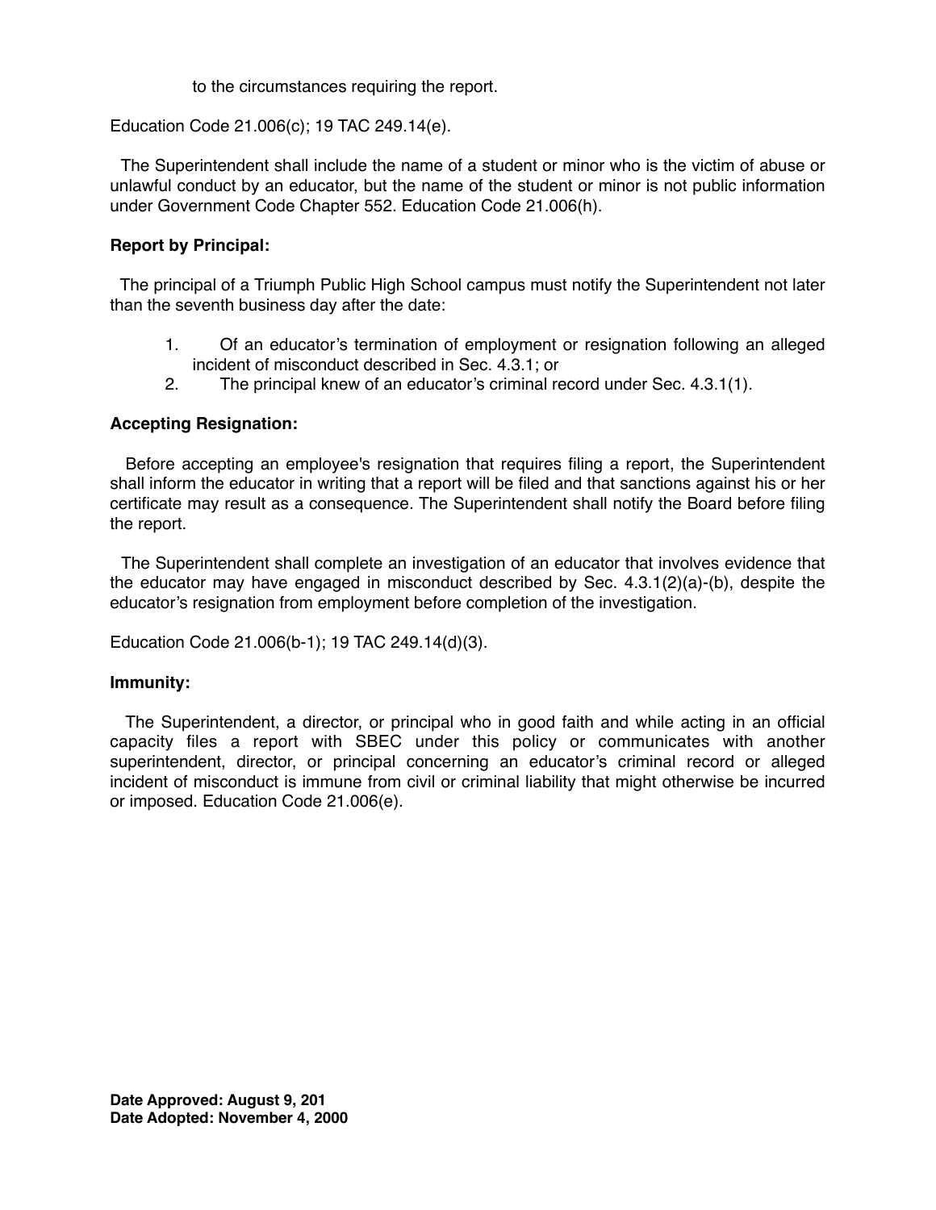to the circumstances requiring the report.

Education Code 21.006(c); 19 TAC 249.14(e).

The Superintendent shall include the name of a student or minor who is the victim of abuse or unlawful conduct by an educator, but the name of the student or minor is not public information under Government Code Chapter 552. Education Code 21.006(h).

**Report by Principal:**

The principal of a Triumph Public High School campus must notify the Superintendent not later than the seventh business day after the date:

1. Of an educator's termination of employment or resignation following an alleged incident of misconduct described in Sec. 4.3.1; or
2. The principal knew of an educator's criminal record under Sec. 4.3.1(1).

**Accepting Resignation:**

Before accepting an employee's resignation that requires filing a report, the Superintendent shall inform the educator in writing that a report will be filed and that sanctions against his or her certificate may result as a consequence. The Superintendent shall notify the Board before filing the report.

The Superintendent shall complete an investigation of an educator that involves evidence that the educator may have engaged in misconduct described by Sec. 4.3.1(2)(a)-(b), despite the educator's resignation from employment before completion of the investigation.

Education Code 21.006(b-1); 19 TAC 249.14(d)(3).

**Immunity:**

The Superintendent, a director, or principal who in good faith and while acting in an official capacity files a report with SBEC under this policy or communicates with another superintendent, director, or principal concerning an educator's criminal record or alleged incident of misconduct is immune from civil or criminal liability that might otherwise be incurred or imposed. Education Code 21.006(e).

**Date Approved: August 9, 201**
**Date Adopted: November 4, 2000**